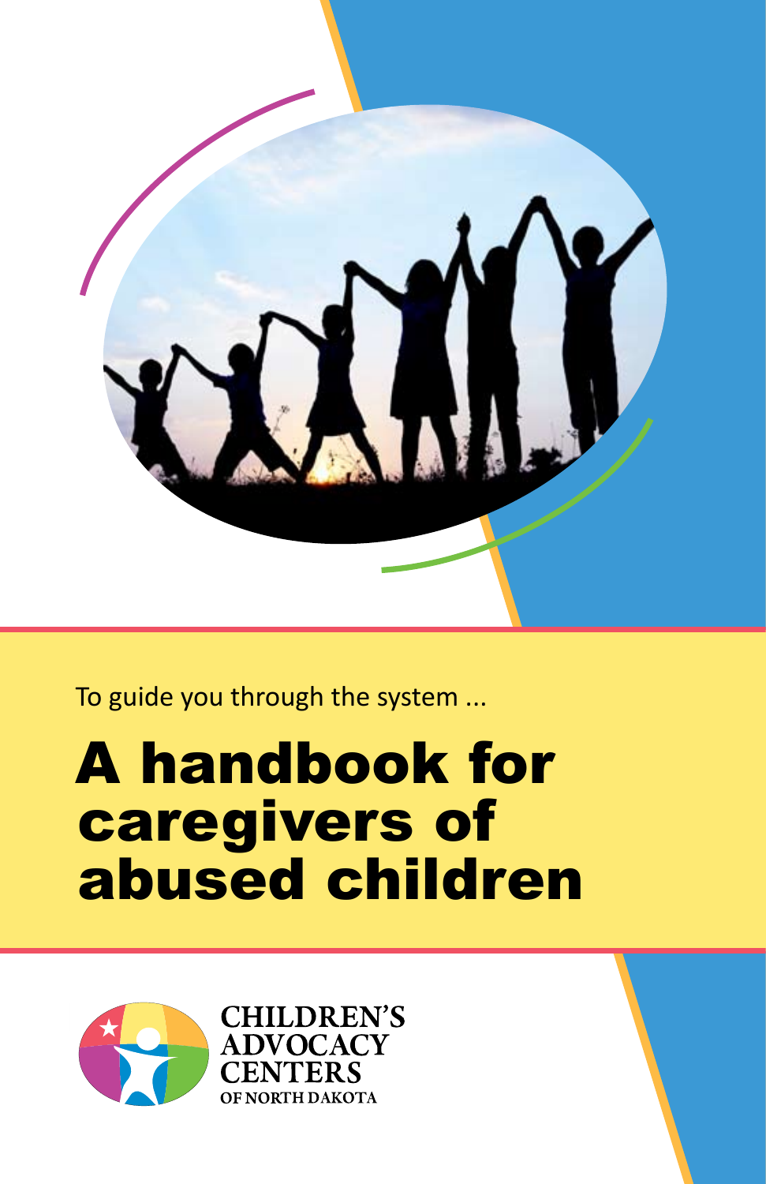To guide you through the system ...

# A handbook for caregivers of abused children

CHILDREN'S ADVOCACY CENTERS OF NORTH DAKOTA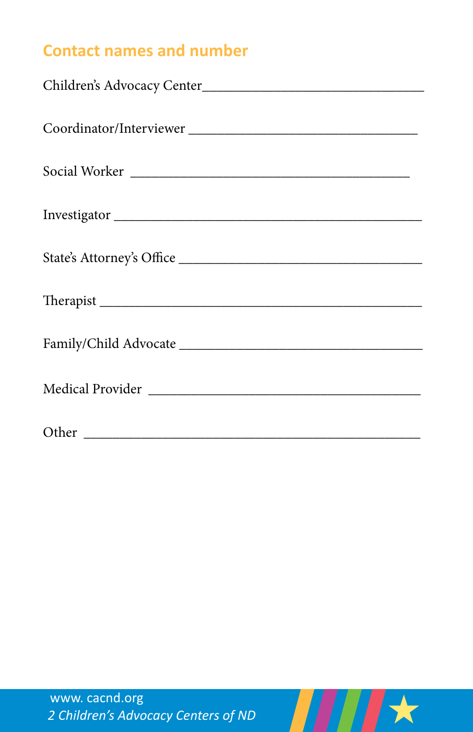## Contact names and number

Children's Advocacy Center________________________________

Coordinator/Interviewer _________________________________

Social Worker ______________________________________

Investigator _______________________________________

State's Attorney's Office __________________________________

Therapist __________________________________________

Family/Child Advocate ___________________________________

Medical Provider ____________________________________

Other _____________________________________________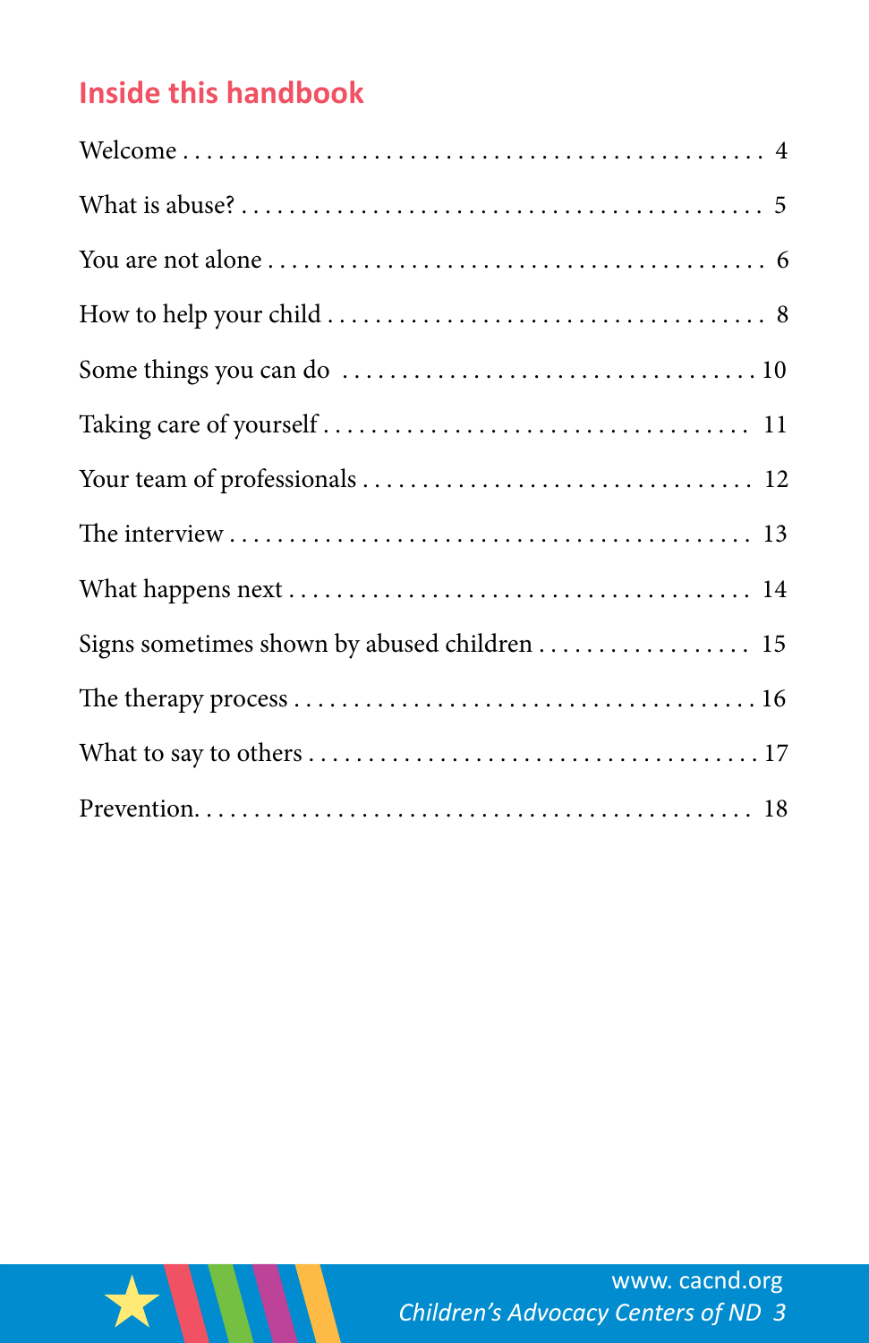## Inside this handbook

| | |
|---|---|
| Welcome | 4 |
| What is abuse? | 5 |
| You are not alone | 6 |
| How to help your child | 8 |
| Some things you can do | 10 |
| Taking care of yourself | 11 |
| Your team of professionals | 12 |
| The interview | 13 |
| What happens next | 14 |
| Signs sometimes shown by abused children | 15 |
| The therapy process | 16 |
| What to say to others | 17 |
| Prevention | 18 |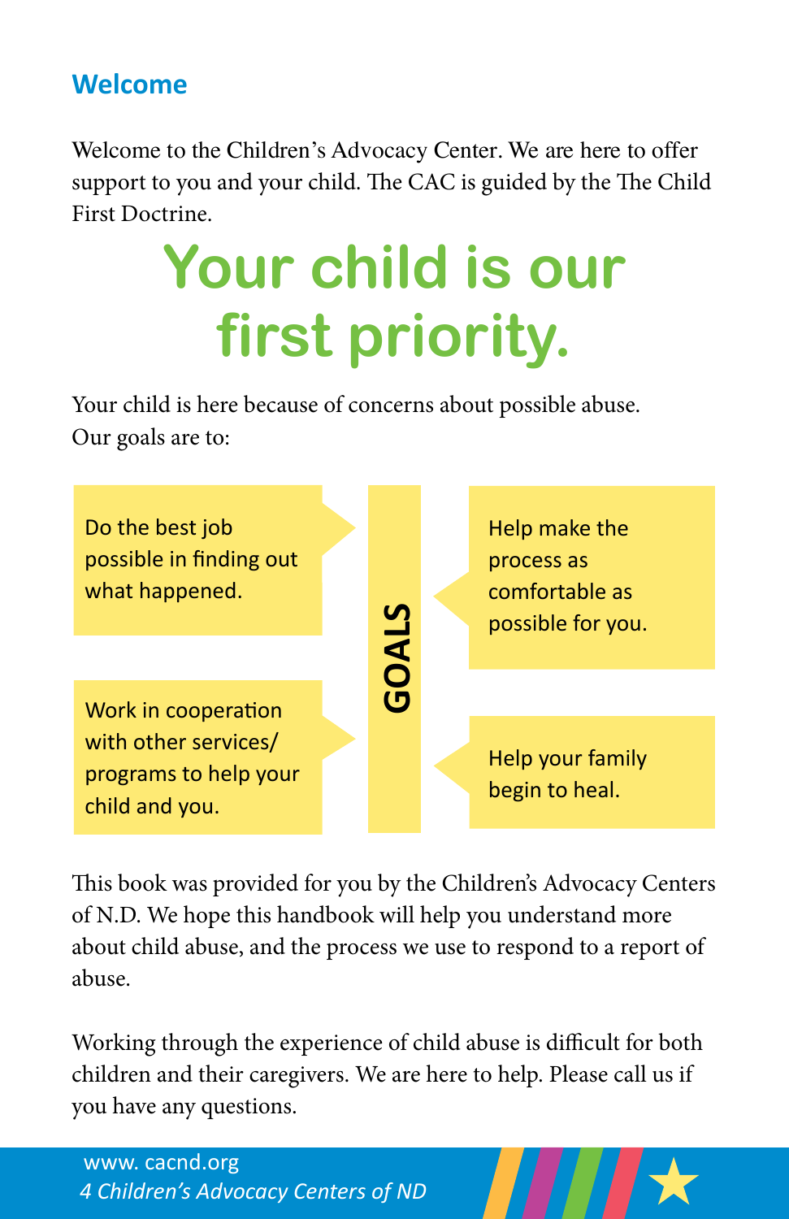## Welcome

Welcome to the Children's Advocacy Center. We are here to offer support to you and your child. The CAC is guided by the The Child First Doctrine.

# Your child is our first priority.

Your child is here because of concerns about possible abuse. Our goals are to:

**GOALS**

- Do the best job possible in finding out what happened.
- Work in cooperation with other services/ programs to help your child and you.
- Help make the process as comfortable as possible for you.
- Help your family begin to heal.

This book was provided for you by the Children's Advocacy Centers of N.D. We hope this handbook will help you understand more about child abuse, and the process we use to respond to a report of abuse.

Working through the experience of child abuse is difficult for both children and their caregivers. We are here to help. Please call us if you have any questions.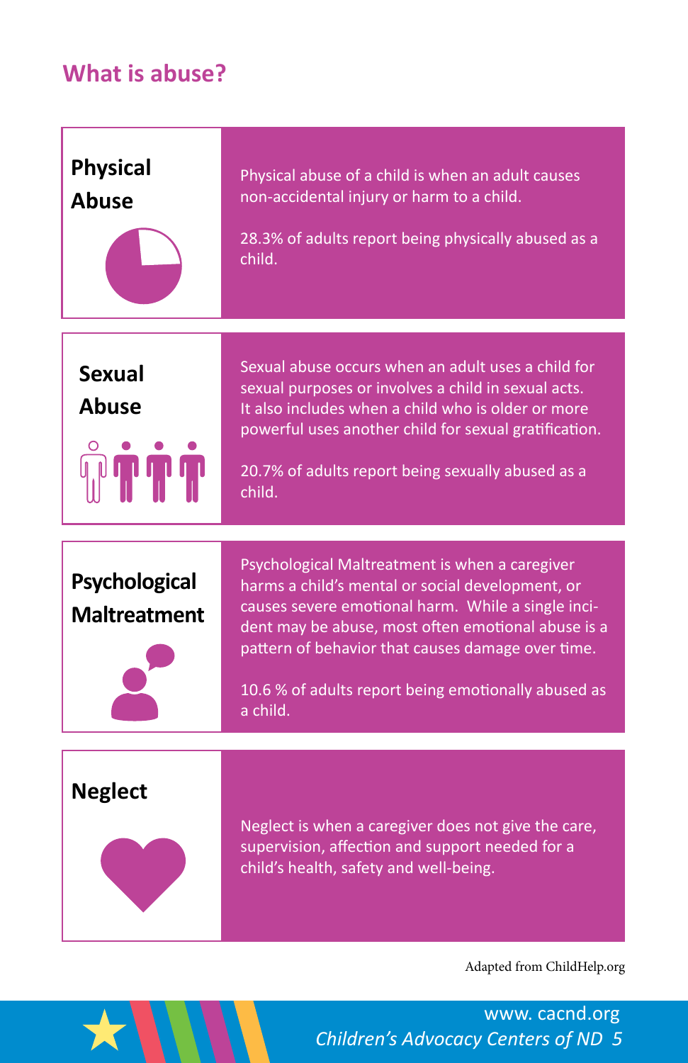## What is abuse?

### Physical Abuse

Physical abuse of a child is when an adult causes non-accidental injury or harm to a child.

28.3% of adults report being physically abused as a child.

### Sexual Abuse

Sexual abuse occurs when an adult uses a child for sexual purposes or involves a child in sexual acts. It also includes when a child who is older or more powerful uses another child for sexual gratification.

20.7% of adults report being sexually abused as a child.

### Psychological Maltreatment

Psychological Maltreatment is when a caregiver harms a child's mental or social development, or causes severe emotional harm. While a single incident may be abuse, most often emotional abuse is a pattern of behavior that causes damage over time.

10.6 % of adults report being emotionally abused as a child.

### Neglect

Neglect is when a caregiver does not give the care, supervision, affection and support needed for a child's health, safety and well-being.

Adapted from ChildHelp.org

www. cacnd.org

*Children's Advocacy Centers of ND*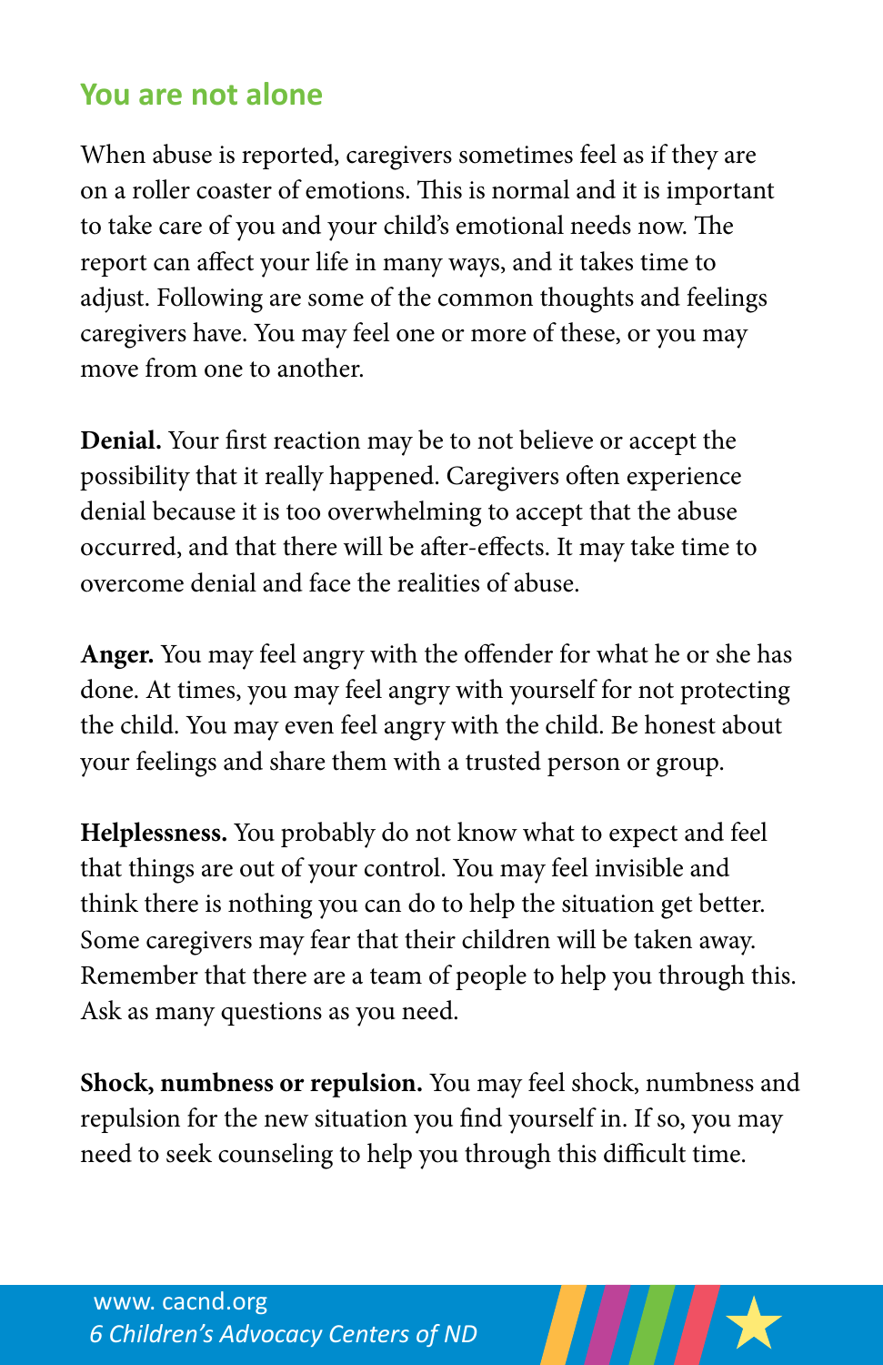## You are not alone

When abuse is reported, caregivers sometimes feel as if they are on a roller coaster of emotions. This is normal and it is important to take care of you and your child's emotional needs now. The report can affect your life in many ways, and it takes time to adjust. Following are some of the common thoughts and feelings caregivers have. You may feel one or more of these, or you may move from one to another.

**Denial.** Your first reaction may be to not believe or accept the possibility that it really happened. Caregivers often experience denial because it is too overwhelming to accept that the abuse occurred, and that there will be after-effects. It may take time to overcome denial and face the realities of abuse.

**Anger.** You may feel angry with the offender for what he or she has done. At times, you may feel angry with yourself for not protecting the child. You may even feel angry with the child. Be honest about your feelings and share them with a trusted person or group.

**Helplessness.** You probably do not know what to expect and feel that things are out of your control. You may feel invisible and think there is nothing you can do to help the situation get better. Some caregivers may fear that their children will be taken away. Remember that there are a team of people to help you through this. Ask as many questions as you need.

**Shock, numbness or repulsion.** You may feel shock, numbness and repulsion for the new situation you find yourself in. If so, you may need to seek counseling to help you through this difficult time.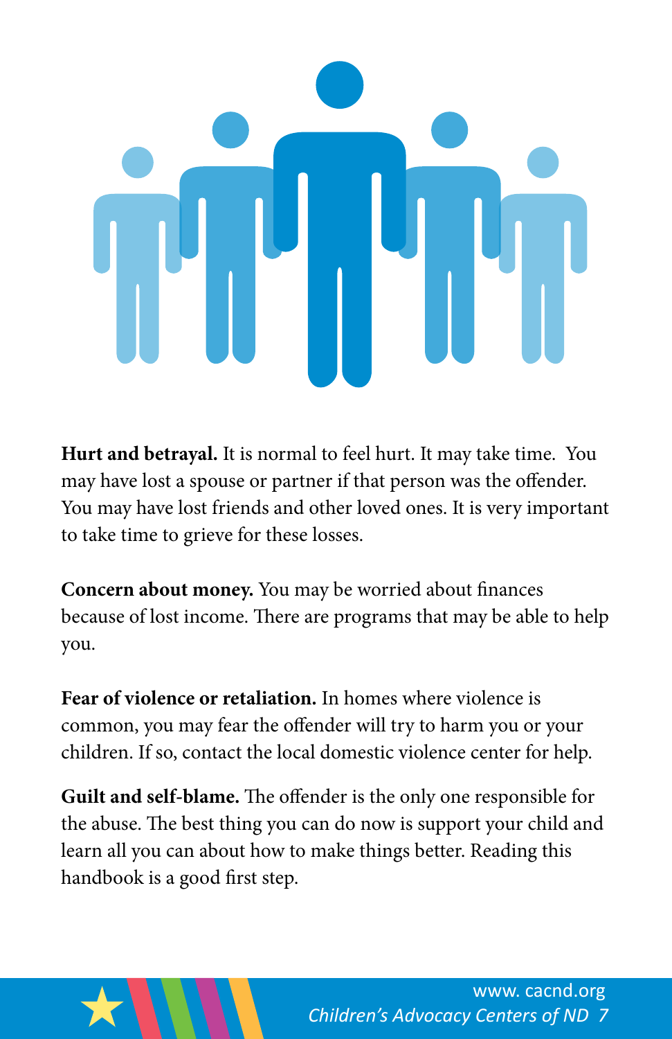**Hurt and betrayal.** It is normal to feel hurt. It may take time. You may have lost a spouse or partner if that person was the offender. You may have lost friends and other loved ones. It is very important to take time to grieve for these losses.

**Concern about money.** You may be worried about finances because of lost income. There are programs that may be able to help you.

**Fear of violence or retaliation.** In homes where violence is common, you may fear the offender will try to harm you or your children. If so, contact the local domestic violence center for help.

**Guilt and self-blame.** The offender is the only one responsible for the abuse. The best thing you can do now is support your child and learn all you can about how to make things better. Reading this handbook is a good first step.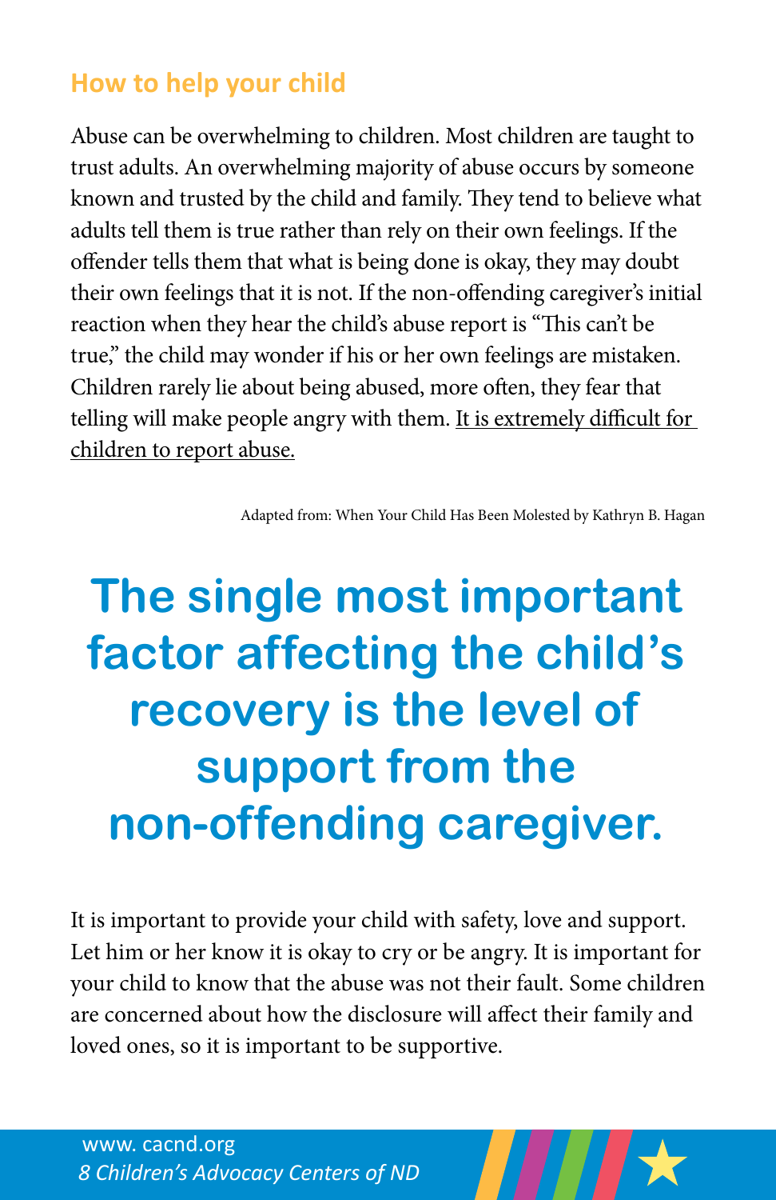## How to help your child

Abuse can be overwhelming to children. Most children are taught to trust adults. An overwhelming majority of abuse occurs by someone known and trusted by the child and family. They tend to believe what adults tell them is true rather than rely on their own feelings. If the offender tells them that what is being done is okay, they may doubt their own feelings that it is not. If the non-offending caregiver's initial reaction when they hear the child's abuse report is "This can't be true," the child may wonder if his or her own feelings are mistaken. Children rarely lie about being abused, more often, they fear that telling will make people angry with them. <u>It is extremely difficult for children to report abuse.</u>

Adapted from: When Your Child Has Been Molested by Kathryn B. Hagan

# The single most important factor affecting the child's recovery is the level of support from the non-offending caregiver.

It is important to provide your child with safety, love and support. Let him or her know it is okay to cry or be angry. It is important for your child to know that the abuse was not their fault. Some children are concerned about how the disclosure will affect their family and loved ones, so it is important to be supportive.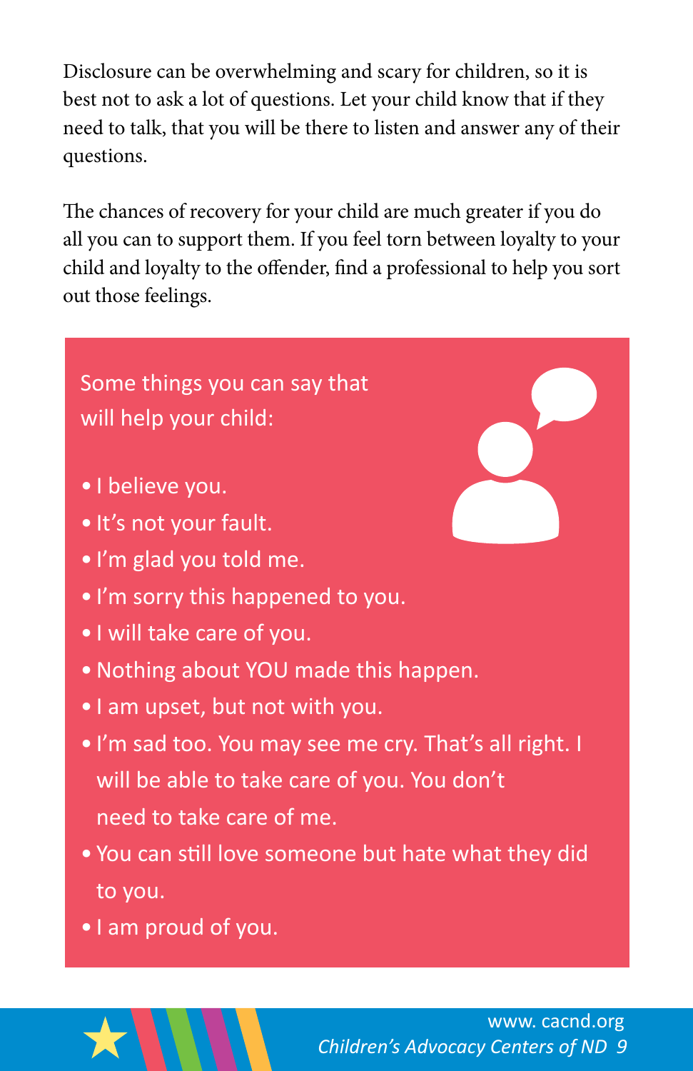Disclosure can be overwhelming and scary for children, so it is best not to ask a lot of questions. Let your child know that if they need to talk, that you will be there to listen and answer any of their questions.

The chances of recovery for your child are much greater if you do all you can to support them. If you feel torn between loyalty to your child and loyalty to the offender, find a professional to help you sort out those feelings.

Some things you can say that will help your child:

- I believe you.
- It's not your fault.
- I'm glad you told me.
- I'm sorry this happened to you.
- I will take care of you.
- Nothing about YOU made this happen.
- I am upset, but not with you.
- I'm sad too. You may see me cry. That's all right. I will be able to take care of you. You don't need to take care of me.
- You can still love someone but hate what they did to you.
- I am proud of you.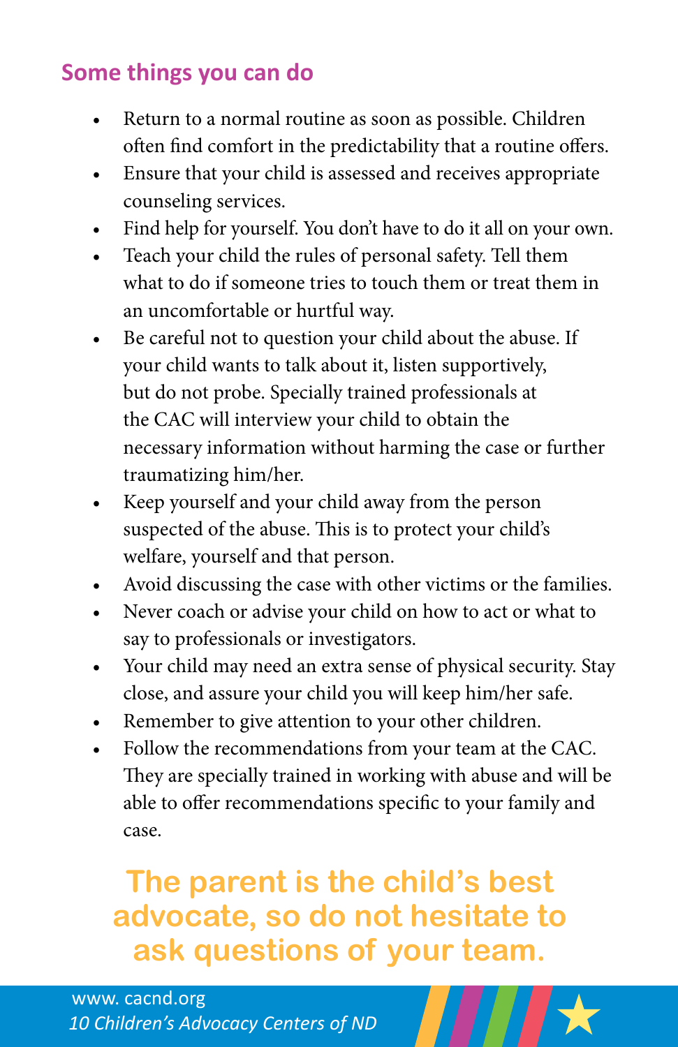## Some things you can do

- Return to a normal routine as soon as possible. Children often find comfort in the predictability that a routine offers.
- Ensure that your child is assessed and receives appropriate counseling services.
- Find help for yourself. You don't have to do it all on your own.
- Teach your child the rules of personal safety. Tell them what to do if someone tries to touch them or treat them in an uncomfortable or hurtful way.
- Be careful not to question your child about the abuse. If your child wants to talk about it, listen supportively, but do not probe. Specially trained professionals at the CAC will interview your child to obtain the necessary information without harming the case or further traumatizing him/her.
- Keep yourself and your child away from the person suspected of the abuse. This is to protect your child's welfare, yourself and that person.
- Avoid discussing the case with other victims or the families.
- Never coach or advise your child on how to act or what to say to professionals or investigators.
- Your child may need an extra sense of physical security. Stay close, and assure your child you will keep him/her safe.
- Remember to give attention to your other children.
- Follow the recommendations from your team at the CAC. They are specially trained in working with abuse and will be able to offer recommendations specific to your family and case.

**The parent is the child's best advocate, so do not hesitate to ask questions of your team.**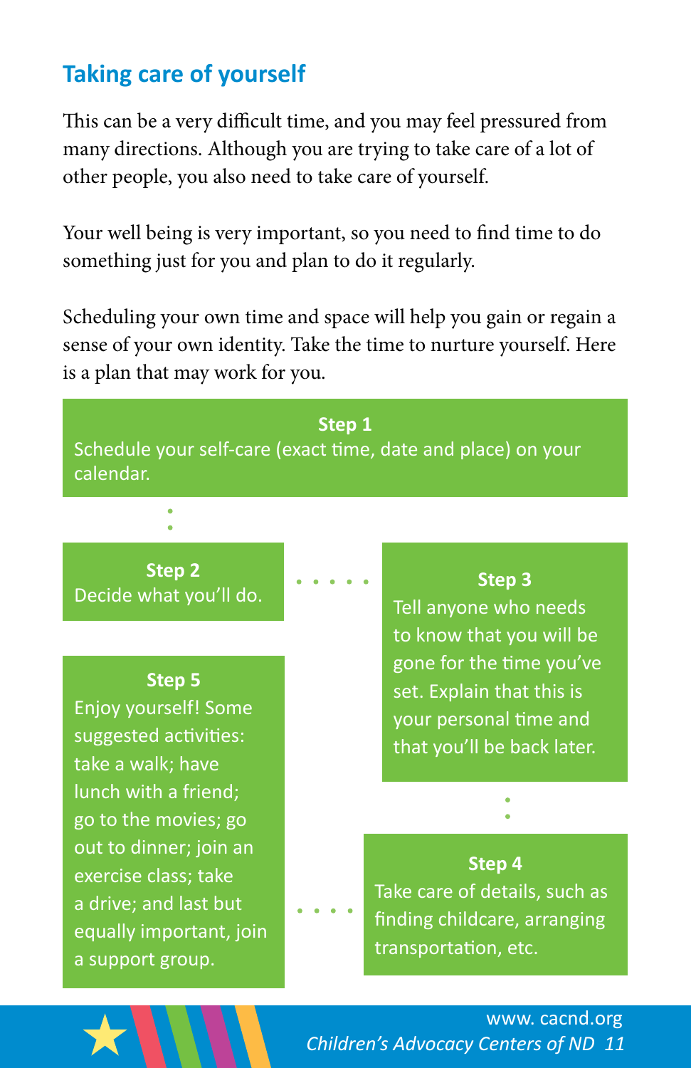## Taking care of yourself

This can be a very difficult time, and you may feel pressured from many directions. Although you are trying to take care of a lot of other people, you also need to take care of yourself.

Your well being is very important, so you need to find time to do something just for you and plan to do it regularly.

Scheduling your own time and space will help you gain or regain a sense of your own identity. Take the time to nurture yourself. Here is a plan that may work for you.

**Step 1**
Schedule your self-care (exact time, date and place) on your calendar.

**Step 2**
Decide what you'll do.

**Step 3**
Tell anyone who needs to know that you will be gone for the time you've set. Explain that this is your personal time and that you'll be back later.

**Step 4**
Take care of details, such as finding childcare, arranging transportation, etc.

**Step 5**
Enjoy yourself! Some suggested activities: take a walk; have lunch with a friend; go to the movies; go out to dinner; join an exercise class; take a drive; and last but equally important, join a support group.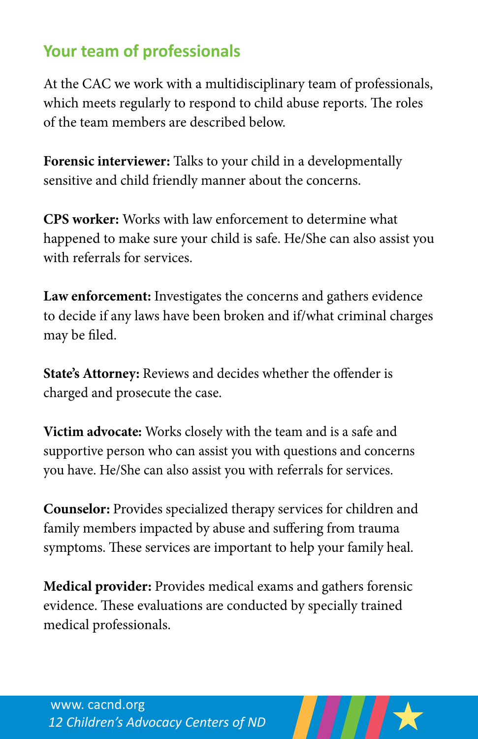## Your team of professionals

At the CAC we work with a multidisciplinary team of professionals, which meets regularly to respond to child abuse reports. The roles of the team members are described below.

**Forensic interviewer:** Talks to your child in a developmentally sensitive and child friendly manner about the concerns.

**CPS worker:** Works with law enforcement to determine what happened to make sure your child is safe. He/She can also assist you with referrals for services.

**Law enforcement:** Investigates the concerns and gathers evidence to decide if any laws have been broken and if/what criminal charges may be filed.

**State's Attorney:** Reviews and decides whether the offender is charged and prosecute the case.

**Victim advocate:** Works closely with the team and is a safe and supportive person who can assist you with questions and concerns you have. He/She can also assist you with referrals for services.

**Counselor:** Provides specialized therapy services for children and family members impacted by abuse and suffering from trauma symptoms. These services are important to help your family heal.

**Medical provider:** Provides medical exams and gathers forensic evidence. These evaluations are conducted by specially trained medical professionals.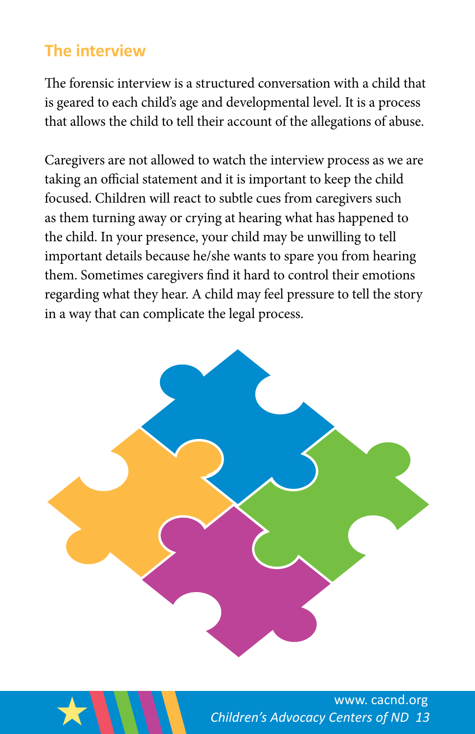## The interview

The forensic interview is a structured conversation with a child that is geared to each child's age and developmental level. It is a process that allows the child to tell their account of the allegations of abuse.

Caregivers are not allowed to watch the interview process as we are taking an official statement and it is important to keep the child focused. Children will react to subtle cues from caregivers such as them turning away or crying at hearing what has happened to the child. In your presence, your child may be unwilling to tell important details because he/she wants to spare you from hearing them. Sometimes caregivers find it hard to control their emotions regarding what they hear. A child may feel pressure to tell the story in a way that can complicate the legal process.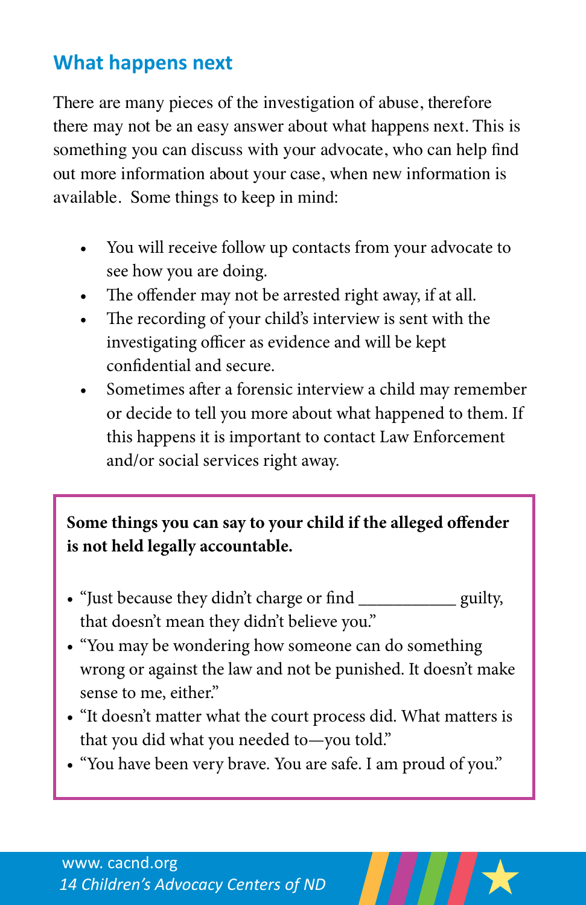## What happens next

There are many pieces of the investigation of abuse, therefore there may not be an easy answer about what happens next. This is something you can discuss with your advocate, who can help find out more information about your case, when new information is available. Some things to keep in mind:

- You will receive follow up contacts from your advocate to see how you are doing.
- The offender may not be arrested right away, if at all.
- The recording of your child's interview is sent with the investigating officer as evidence and will be kept confidential and secure.
- Sometimes after a forensic interview a child may remember or decide to tell you more about what happened to them. If this happens it is important to contact Law Enforcement and/or social services right away.

**Some things you can say to your child if the alleged offender is not held legally accountable.**

- "Just because they didn't charge or find ___________ guilty, that doesn't mean they didn't believe you."
- "You may be wondering how someone can do something wrong or against the law and not be punished. It doesn't make sense to me, either."
- "It doesn't matter what the court process did. What matters is that you did what you needed to—you told."
- "You have been very brave. You are safe. I am proud of you."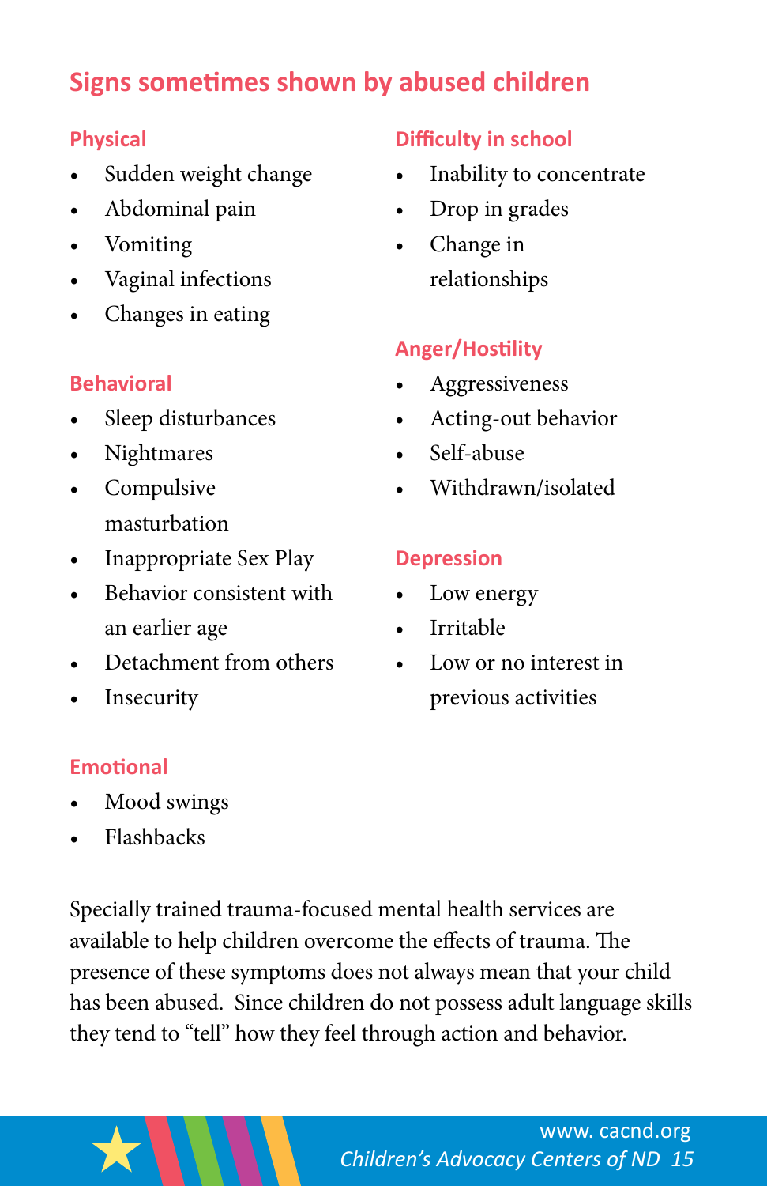## Signs sometimes shown by abused children

### Physical

- Sudden weight change
- Abdominal pain
- Vomiting
- Vaginal infections
- Changes in eating

### Behavioral

- Sleep disturbances
- Nightmares
- Compulsive masturbation
- Inappropriate Sex Play
- Behavior consistent with an earlier age
- Detachment from others
- Insecurity

### Emotional

- Mood swings
- Flashbacks

### Difficulty in school

- Inability to concentrate
- Drop in grades
- Change in relationships

### Anger/Hostility

- Aggressiveness
- Acting-out behavior
- Self-abuse
- Withdrawn/isolated

### Depression

- Low energy
- Irritable
- Low or no interest in previous activities

Specially trained trauma-focused mental health services are available to help children overcome the effects of trauma. The presence of these symptoms does not always mean that your child has been abused. Since children do not possess adult language skills they tend to "tell" how they feel through action and behavior.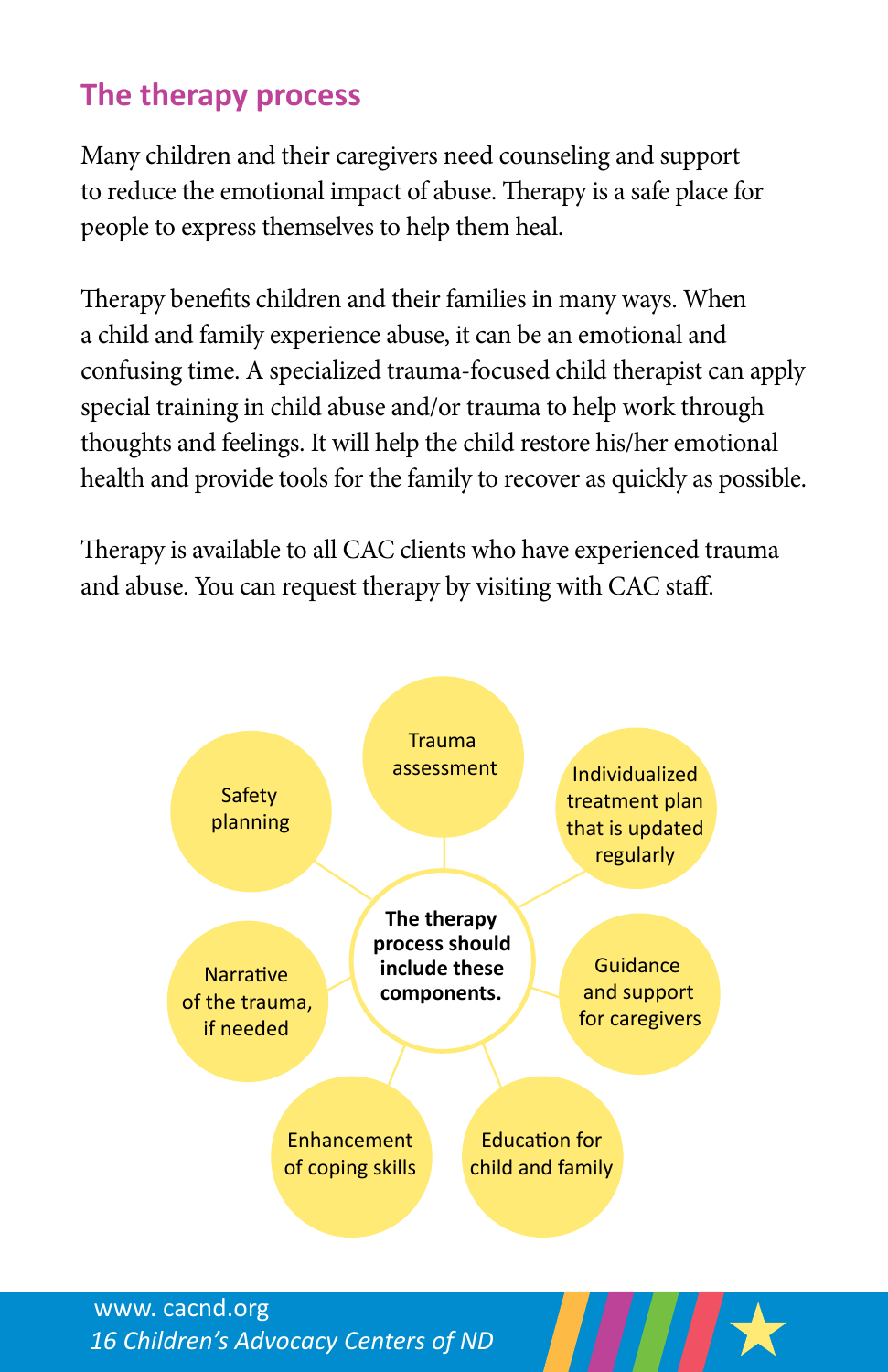## The therapy process

Many children and their caregivers need counseling and support to reduce the emotional impact of abuse. Therapy is a safe place for people to express themselves to help them heal.

Therapy benefits children and their families in many ways. When a child and family experience abuse, it can be an emotional and confusing time. A specialized trauma-focused child therapist can apply special training in child abuse and/or trauma to help work through thoughts and feelings. It will help the child restore his/her emotional health and provide tools for the family to recover as quickly as possible.

Therapy is available to all CAC clients who have experienced trauma and abuse. You can request therapy by visiting with CAC staff.

**The therapy process should include these components.**

- Trauma assessment
- Individualized treatment plan that is updated regularly
- Guidance and support for caregivers
- Education for child and family
- Enhancement of coping skills
- Narrative of the trauma, if needed
- Safety planning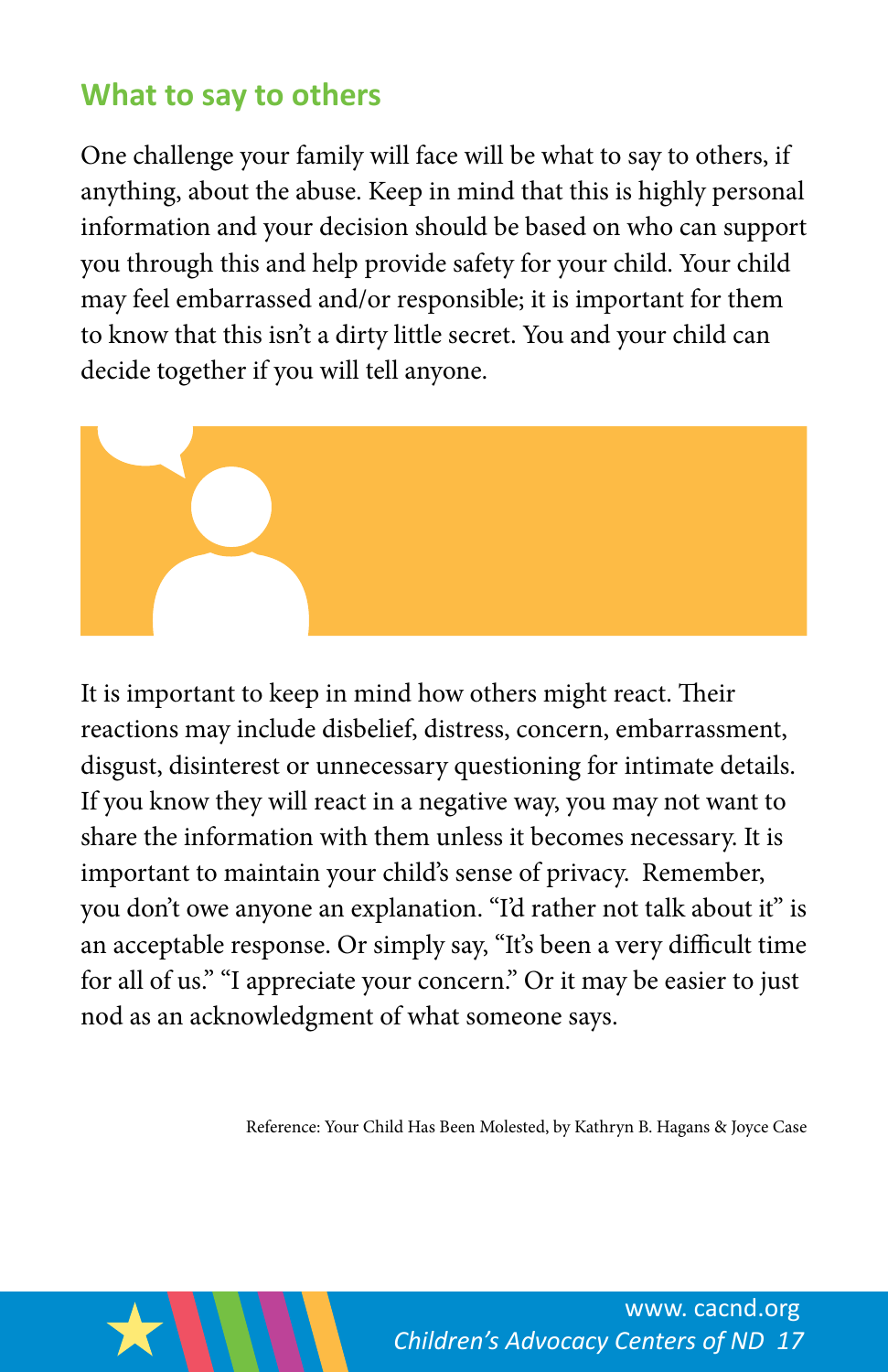## What to say to others

One challenge your family will face will be what to say to others, if anything, about the abuse. Keep in mind that this is highly personal information and your decision should be based on who can support you through this and help provide safety for your child. Your child may feel embarrassed and/or responsible; it is important for them to know that this isn't a dirty little secret. You and your child can decide together if you will tell anyone.

It is important to keep in mind how others might react. Their reactions may include disbelief, distress, concern, embarrassment, disgust, disinterest or unnecessary questioning for intimate details. If you know they will react in a negative way, you may not want to share the information with them unless it becomes necessary. It is important to maintain your child's sense of privacy. Remember, you don't owe anyone an explanation. "I'd rather not talk about it" is an acceptable response. Or simply say, "It's been a very difficult time for all of us." "I appreciate your concern." Or it may be easier to just nod as an acknowledgment of what someone says.

Reference: Your Child Has Been Molested, by Kathryn B. Hagans & Joyce Case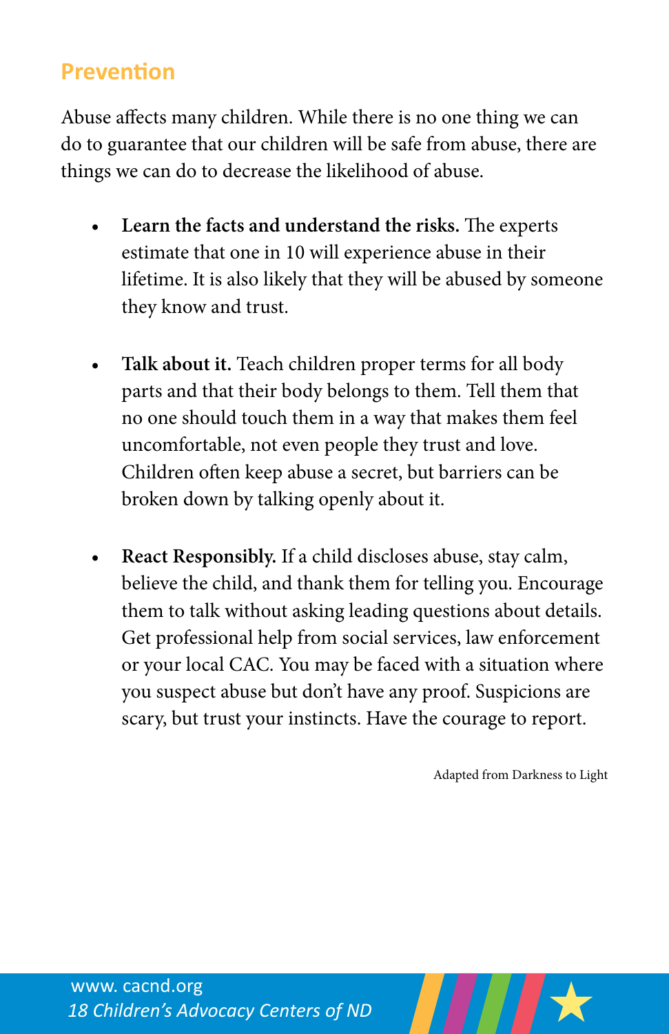## Prevention

Abuse affects many children. While there is no one thing we can do to guarantee that our children will be safe from abuse, there are things we can do to decrease the likelihood of abuse.

- **Learn the facts and understand the risks.** The experts estimate that one in 10 will experience abuse in their lifetime. It is also likely that they will be abused by someone they know and trust.

- **Talk about it.** Teach children proper terms for all body parts and that their body belongs to them. Tell them that no one should touch them in a way that makes them feel uncomfortable, not even people they trust and love. Children often keep abuse a secret, but barriers can be broken down by talking openly about it.

- **React Responsibly.** If a child discloses abuse, stay calm, believe the child, and thank them for telling you. Encourage them to talk without asking leading questions about details. Get professional help from social services, law enforcement or your local CAC. You may be faced with a situation where you suspect abuse but don't have any proof. Suspicions are scary, but trust your instincts. Have the courage to report.

Adapted from Darkness to Light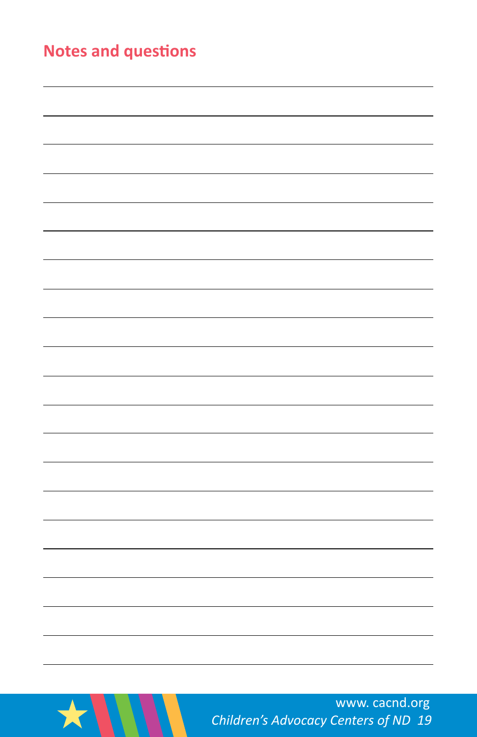## Notes and questions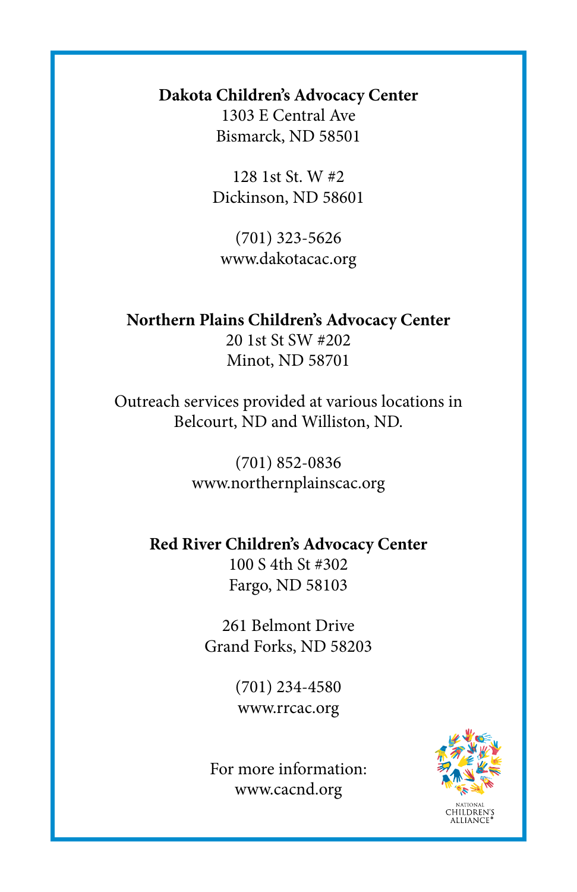**Dakota Children's Advocacy Center**
1303 E Central Ave
Bismarck, ND 58501

128 1st St. W #2
Dickinson, ND 58601

(701) 323-5626
www.dakotacac.org

**Northern Plains Children's Advocacy Center**
20 1st St SW #202
Minot, ND 58701

Outreach services provided at various locations in Belcourt, ND and Williston, ND.

(701) 852-0836
www.northernplainscac.org

**Red River Children's Advocacy Center**
100 S 4th St #302
Fargo, ND 58103

261 Belmont Drive
Grand Forks, ND 58203

(701) 234-4580
www.rrcac.org

For more information:
www.cacnd.org

NATIONAL CHILDREN'S ALLIANCE®